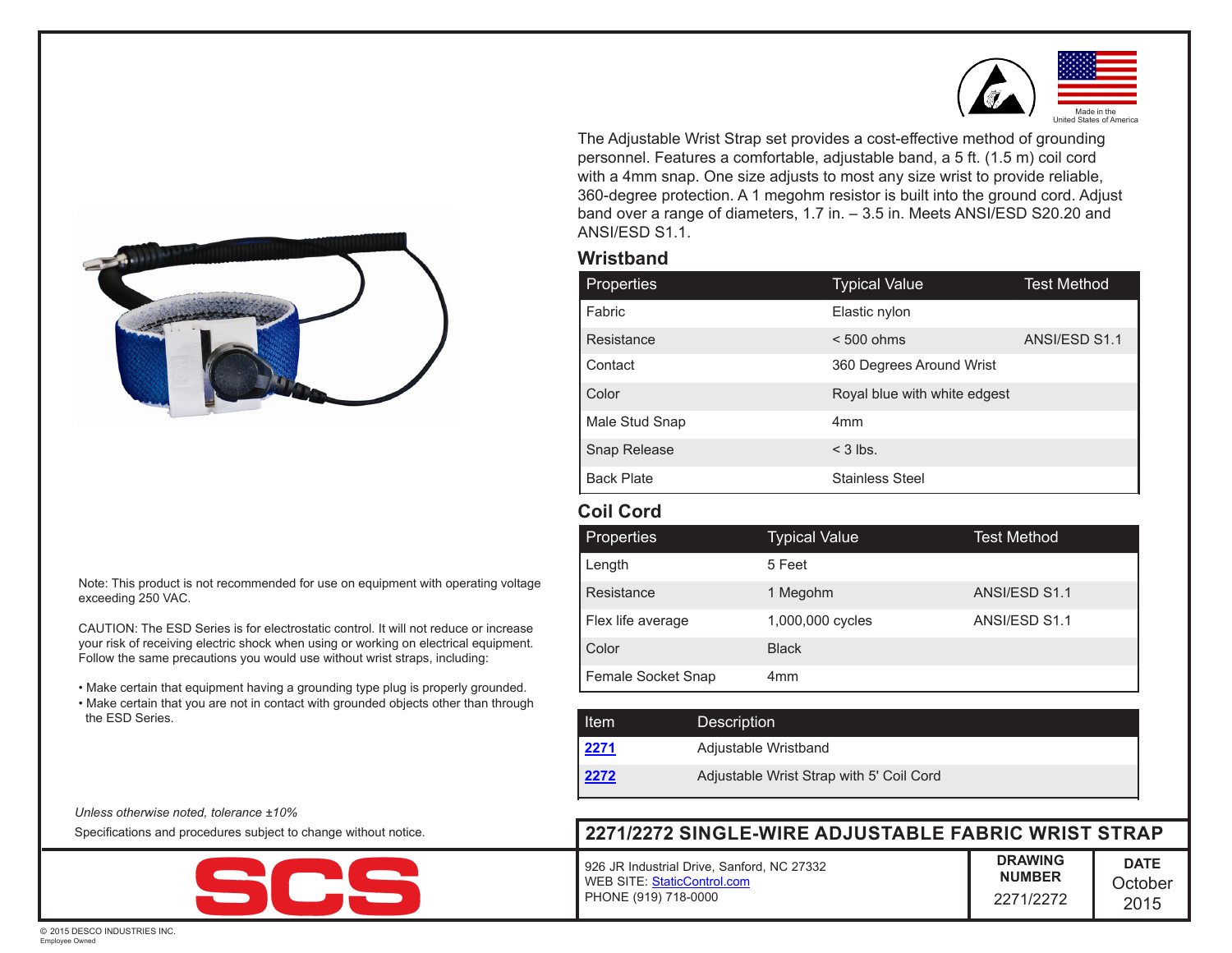Made in the United States of America

The Adjustable Wrist Strap set provides a cost-effective method of grounding personnel. Features a comfortable, adjustable band, a 5 ft. (1.5 m) coil cord with a 4mm snap. One size adjusts to most any size wrist to provide reliable, 360-degree protection. A 1 megohm resistor is built into the ground cord. Adjust band over a range of diameters, 1.7 in. – 3.5 in. Meets ANSI/ESD S20.20 and ANSI/ESD S1.1.

## Wristband

| Properties | Typical Value | Test Method |
| --- | --- | --- |
| Fabric | Elastic nylon | |
| Resistance | < 500 ohms | ANSI/ESD S1.1 |
| Contact | 360 Degrees Around Wrist | |
| Color | Royal blue with white edgest | |
| Male Stud Snap | 4mm | |
| Snap Release | < 3 lbs. | |
| Back Plate | Stainless Steel | |

## Coil Cord

| Properties | Typical Value | Test Method |
| --- | --- | --- |
| Length | 5 Feet | |
| Resistance | 1 Megohm | ANSI/ESD S1.1 |
| Flex life average | 1,000,000 cycles | ANSI/ESD S1.1 |
| Color | Black | |
| Female Socket Snap | 4mm | |

| Item | Description |
| --- | --- |
| 2271 | Adjustable Wristband |
| 2272 | Adjustable Wrist Strap with 5' Coil Cord |

Note: This product is not recommended for use on equipment with operating voltage exceeding 250 VAC.

CAUTION: The ESD Series is for electrostatic control. It will not reduce or increase your risk of receiving electric shock when using or working on electrical equipment. Follow the same precautions you would use without wrist straps, including:

- Make certain that equipment having a grounding type plug is properly grounded.
- Make certain that you are not in contact with grounded objects other than through the ESD Series.

*Unless otherwise noted, tolerance ±10%*

Specifications and procedures subject to change without notice.

# 2271/2272 SINGLE-WIRE ADJUSTABLE FABRIC WRIST STRAP

SCS

926 JR Industrial Drive, Sanford, NC 27332
WEB SITE: StaticControl.com
PHONE (919) 718-0000

| DRAWING NUMBER | DATE |
| --- | --- |
| 2271/2272 | October 2015 |

© 2015 DESCO INDUSTRIES INC.
Employee Owned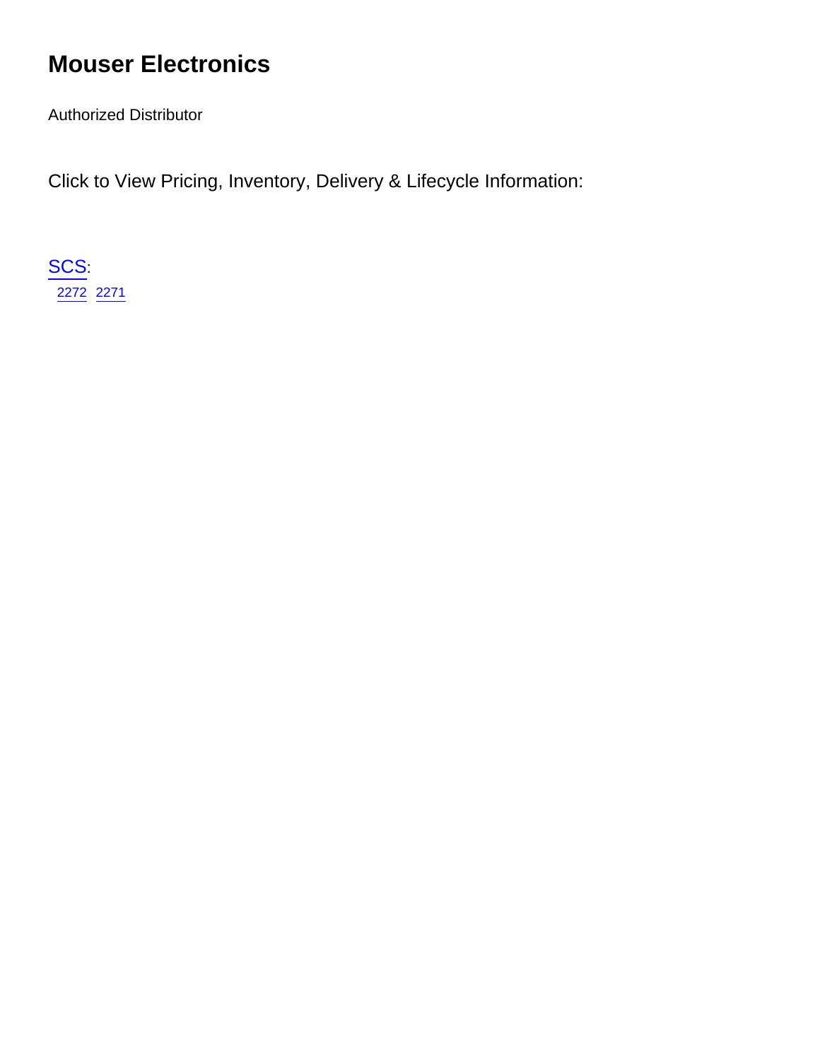# Mouser Electronics

Authorized Distributor

Click to View Pricing, Inventory, Delivery & Lifecycle Information:

SCS:

2272 2271